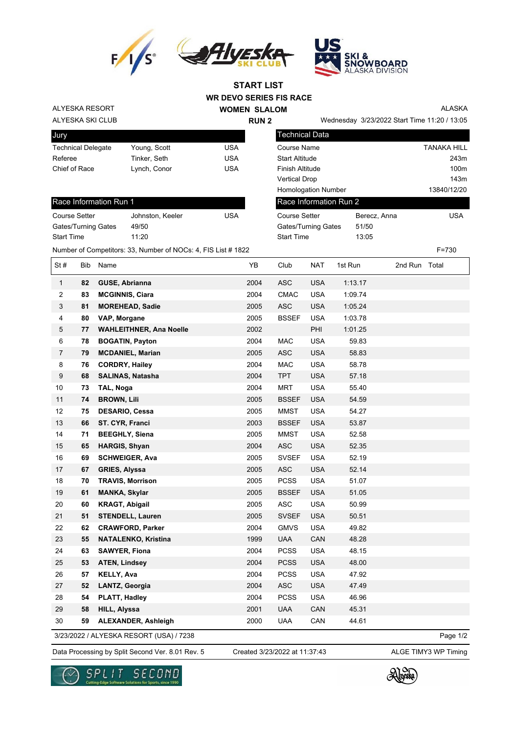# START LIST

## WR DEVO SERIES FIS RACE

## WOMEN SLALOM

## RUN 2

ALYESKA RESORT
ALYESKA SKI CLUB

ALASKA
Wednesday 3/23/2022 Start Time 11:20 / 13:05

| Jury | | |
|---|---|---|
| Technical Delegate | Young, Scott | USA |
| Referee | Tinker, Seth | USA |
| Chief of Race | Lynch, Conor | USA |

| Technical Data | |
|---|---|
| Course Name | TANAKA HILL |
| Start Altitude | 243m |
| Finish Altitude | 100m |
| Vertical Drop | 143m |
| Homologation Number | 13840/12/20 |

| Race Information Run 1 | | |
|---|---|---|
| Course Setter | Johnston, Keeler | USA |
| Gates/Turning Gates | 49/50 | |
| Start Time | 11:20 | |

| Race Information Run 2 | | |
|---|---|---|
| Course Setter | Berecz, Anna | USA |
| Gates/Turning Gates | 51/50 | |
| Start Time | 13:05 | |

Number of Competitors: 33, Number of NOCs: 4, FIS List # 1822 F=730

| St # | Bib | Name | YB | Club | NAT | 1st Run | 2nd Run | Total |
|---|---|---|---|---|---|---|---|---|
| 1 | **82** | **GUSE, Abrianna** | 2004 | ASC | USA | 1:13.17 | | |
| 2 | **83** | **MCGINNIS, Ciara** | 2004 | CMAC | USA | 1:09.74 | | |
| 3 | **81** | **MOREHEAD, Sadie** | 2005 | ASC | USA | 1:05.24 | | |
| 4 | **80** | **VAP, Morgane** | 2005 | BSSEF | USA | 1:03.78 | | |
| 5 | **77** | **WAHLEITHNER, Ana Noelle** | 2002 | | PHI | 1:01.25 | | |
| 6 | **78** | **BOGATIN, Payton** | 2004 | MAC | USA | 59.83 | | |
| 7 | **79** | **MCDANIEL, Marian** | 2005 | ASC | USA | 58.83 | | |
| 8 | **76** | **CORDRY, Hailey** | 2004 | MAC | USA | 58.78 | | |
| 9 | **68** | **SALINAS, Natasha** | 2004 | TPT | USA | 57.18 | | |
| 10 | **73** | **TAL, Noga** | 2004 | MRT | USA | 55.40 | | |
| 11 | **74** | **BROWN, Lili** | 2005 | BSSEF | USA | 54.59 | | |
| 12 | **75** | **DESARIO, Cessa** | 2005 | MMST | USA | 54.27 | | |
| 13 | **66** | **ST. CYR, Franci** | 2003 | BSSEF | USA | 53.87 | | |
| 14 | **71** | **BEEGHLY, Siena** | 2005 | MMST | USA | 52.58 | | |
| 15 | **65** | **HARGIS, Shyan** | 2004 | ASC | USA | 52.35 | | |
| 16 | **69** | **SCHWEIGER, Ava** | 2005 | SVSEF | USA | 52.19 | | |
| 17 | **67** | **GRIES, Alyssa** | 2005 | ASC | USA | 52.14 | | |
| 18 | **70** | **TRAVIS, Morrison** | 2005 | PCSS | USA | 51.07 | | |
| 19 | **61** | **MANKA, Skylar** | 2005 | BSSEF | USA | 51.05 | | |
| 20 | **60** | **KRAGT, Abigail** | 2005 | ASC | USA | 50.99 | | |
| 21 | **51** | **STENDELL, Lauren** | 2005 | SVSEF | USA | 50.51 | | |
| 22 | **62** | **CRAWFORD, Parker** | 2004 | GMVS | USA | 49.82 | | |
| 23 | **55** | **NATALENKO, Kristina** | 1999 | UAA | CAN | 48.28 | | |
| 24 | **63** | **SAWYER, Fiona** | 2004 | PCSS | USA | 48.15 | | |
| 25 | **53** | **ATEN, Lindsey** | 2004 | PCSS | USA | 48.00 | | |
| 26 | **57** | **KELLY, Ava** | 2004 | PCSS | USA | 47.92 | | |
| 27 | **52** | **LANTZ, Georgia** | 2004 | ASC | USA | 47.49 | | |
| 28 | **54** | **PLATT, Hadley** | 2004 | PCSS | USA | 46.96 | | |
| 29 | **58** | **HILL, Alyssa** | 2001 | UAA | CAN | 45.31 | | |
| 30 | **59** | **ALEXANDER, Ashleigh** | 2000 | UAA | CAN | 44.61 | | |

3/23/2022 / ALYESKA RESORT (USA) / 7238

Data Processing by Split Second Ver. 8.01 Rev. 5 Created 3/23/2022 at 11:37:43 ALGE TIMY3 WP Timing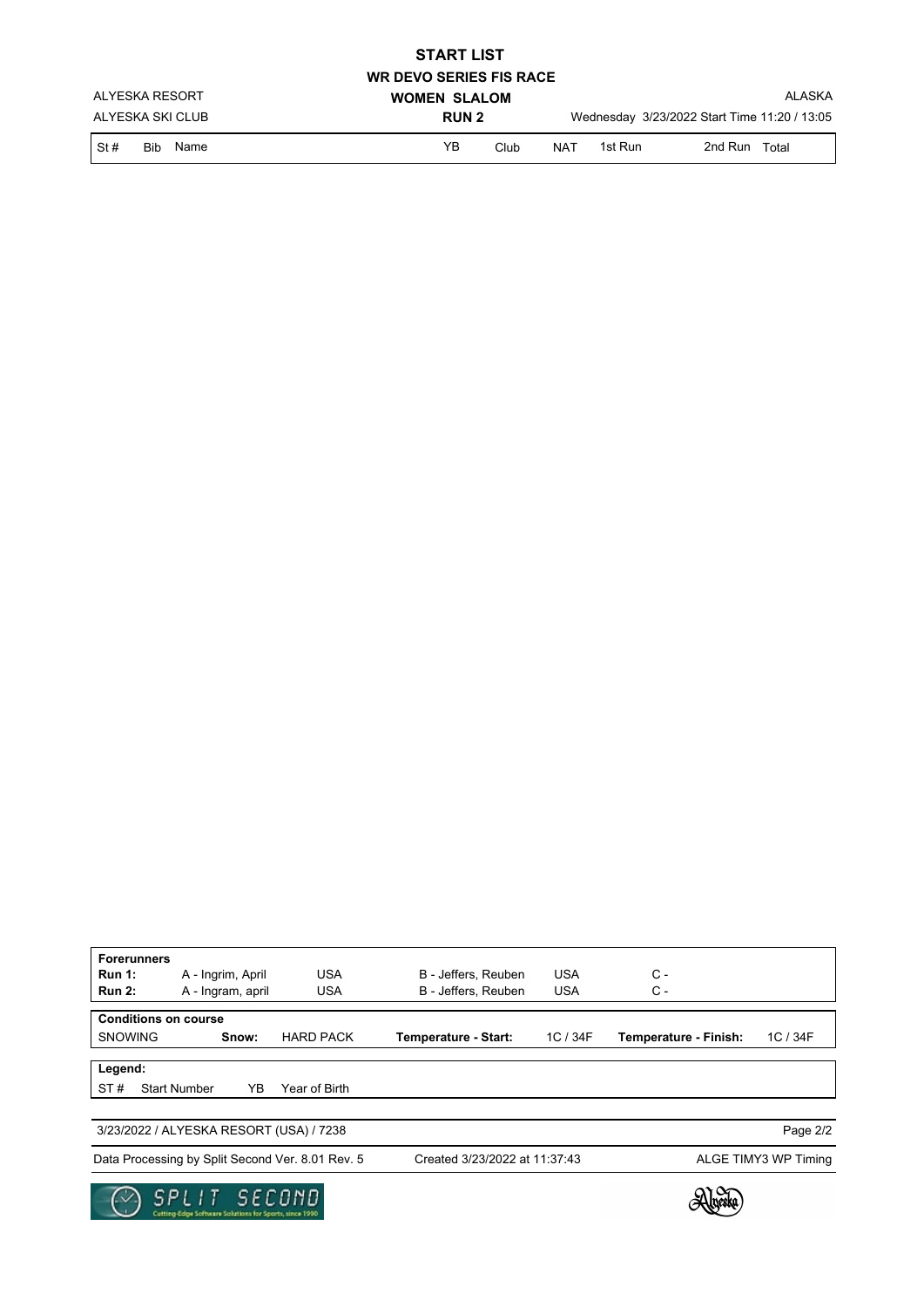# START LIST

## WR DEVO SERIES FIS RACE

ALYESKA RESORT

ALYESKA SKI CLUB

**WOMEN SLALOM**

**RUN 2**

ALASKA

Wednesday 3/23/2022 Start Time 11:20 / 13:05

| St # | Bib | Name | YB | Club | NAT | 1st Run | 2nd Run | Total |
|---|---|---|---|---|---|---|---|---|

| **Forerunners** | | | | | | |
|---|---|---|---|---|---|---|
| **Run 1:** | A - Ingrim, April | USA | B - Jeffers, Reuben | USA | C - | |
| **Run 2:** | A - Ingram, april | USA | B - Jeffers, Reuben | USA | C - | |

| **Conditions on course** | | | | | | |
|---|---|---|---|---|---|---|
| SNOWING | **Snow:** | HARD PACK | **Temperature - Start:** | 1C / 34F | **Temperature - Finish:** | 1C / 34F |

**Legend:**

| | | | |
|---|---|---|---|
| ST # | Start Number | YB | Year of Birth |

3/23/2022 / ALYESKA RESORT (USA) / 7238

Data Processing by Split Second Ver. 8.01 Rev. 5 — Created 3/23/2022 at 11:37:43 — ALGE TIMY3 WP Timing